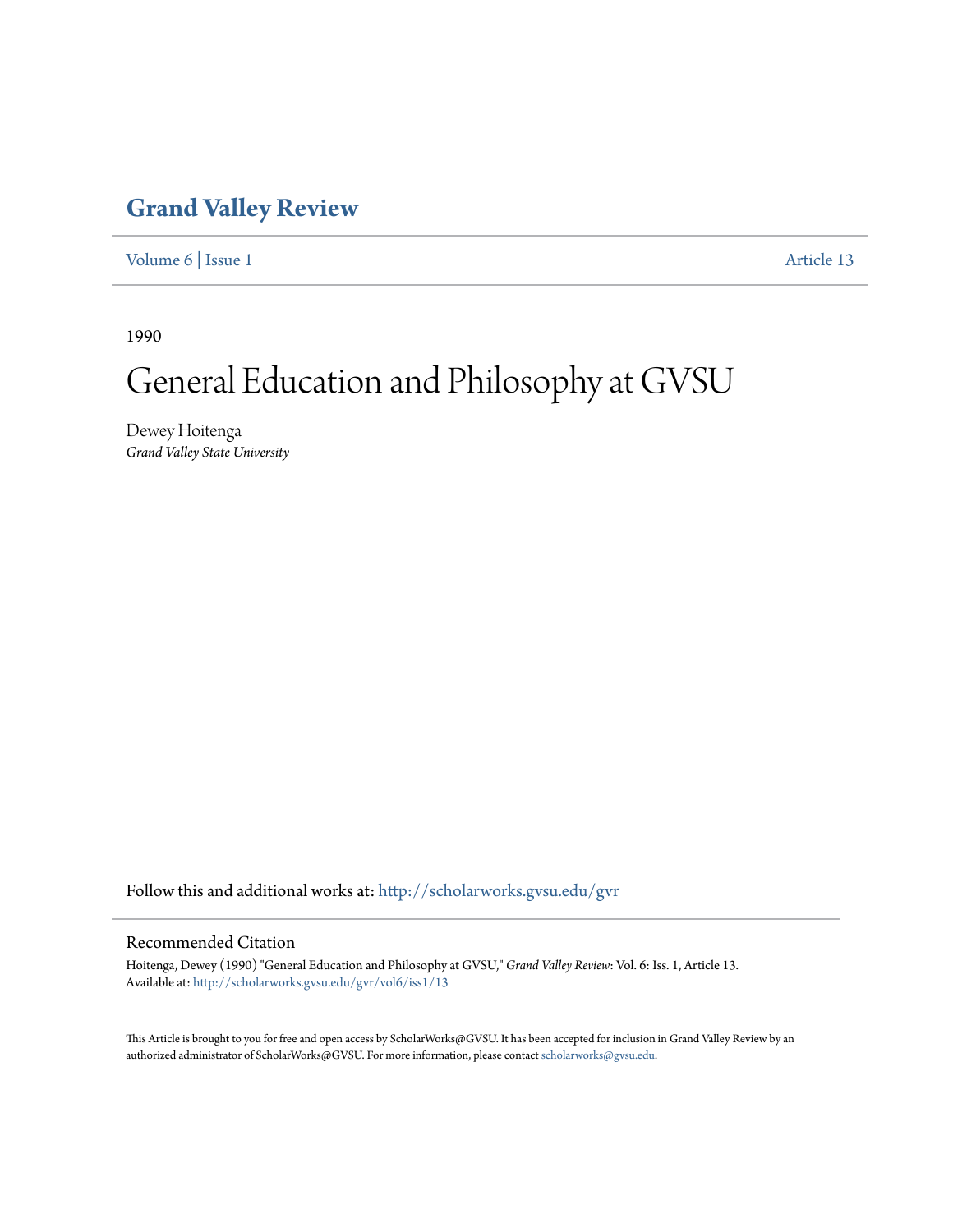# Grand Valley Review

Volume 6 | Issue 1 Article 13

1990

# General Education and Philosophy at GVSU

Dewey Hoitenga
*Grand Valley State University*

Follow this and additional works at: http://scholarworks.gvsu.edu/gvr

## Recommended Citation

Hoitenga, Dewey (1990) "General Education and Philosophy at GVSU," *Grand Valley Review*: Vol. 6: Iss. 1, Article 13.
Available at: http://scholarworks.gvsu.edu/gvr/vol6/iss1/13

This Article is brought to you for free and open access by ScholarWorks@GVSU. It has been accepted for inclusion in Grand Valley Review by an authorized administrator of ScholarWorks@GVSU. For more information, please contact scholarworks@gvsu.edu.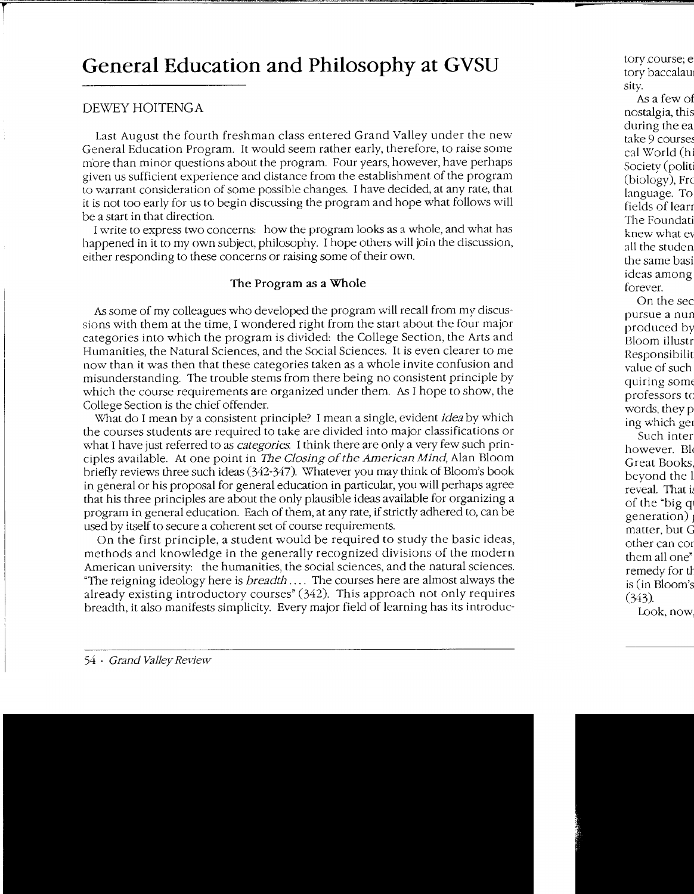# General Education and Philosophy at GVSU

DEWEY HOITENGA

Last August the fourth freshman class entered Grand Valley under the new General Education Program. It would seem rather early, therefore, to raise some more than minor questions about the program. Four years, however, have perhaps given us sufficient experience and distance from the establishment of the program to warrant consideration of some possible changes. I have decided, at any rate, that it is not too early for us to begin discussing the program and hope what follows will be a start in that direction.

I write to express two concerns: how the program looks as a whole, and what has happened in it to my own subject, philosophy. I hope others will join the discussion, either responding to these concerns or raising some of their own.

### The Program as a Whole

As some of my colleagues who developed the program will recall from my discussions with them at the time, I wondered right from the start about the four major categories into which the program is divided: the College Section, the Arts and Humanities, the Natural Sciences, and the Social Sciences. It is even clearer to me now than it was then that these categories taken as a whole invite confusion and misunderstanding. The trouble stems from there being no consistent principle by which the course requirements are organized under them. As I hope to show, the College Section is the chief offender.

What do I mean by a consistent principle? I mean a single, evident *idea* by which the courses students are required to take are divided into major classifications or what I have just referred to as *categories*. I think there are only a very few such principles available. At one point in *The Closing of the American Mind*, Alan Bloom briefly reviews three such ideas (342-347). Whatever you may think of Bloom's book in general or his proposal for general education in particular, you will perhaps agree that his three principles are about the only plausible ideas available for organizing a program in general education. Each of them, at any rate, if strictly adhered to, can be used by itself to secure a coherent set of course requirements.

On the first principle, a student would be required to study the basic ideas, methods and knowledge in the generally recognized divisions of the modern American university: the humanities, the social sciences, and the natural sciences. "The reigning ideology here is *breadth*.... The courses here are almost always the already existing introductory courses" (342). This approach not only requires breadth, it also manifests simplicity. Every major field of learning has its introduc-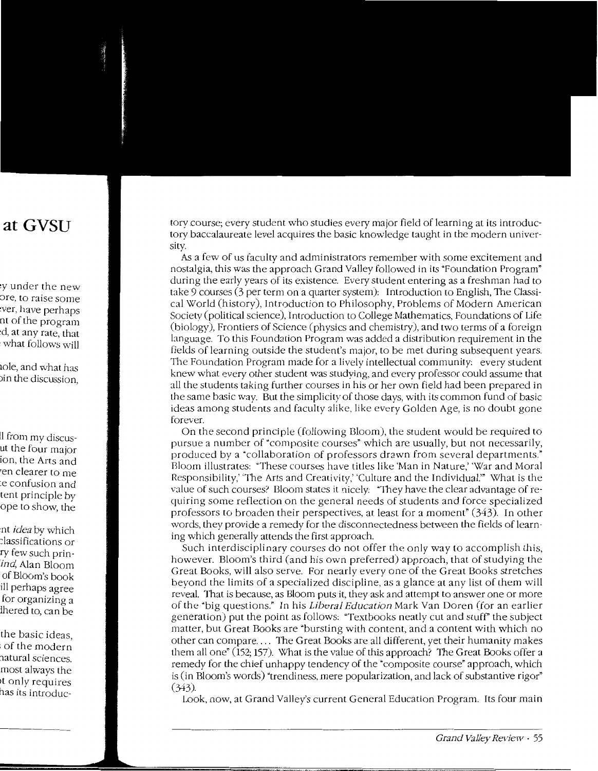tory course; every student who studies every major field of learning at its introductory baccalaureate level acquires the basic knowledge taught in the modern university.

As a few of us faculty and administrators remember with some excitement and nostalgia, this was the approach Grand Valley followed in its "Foundation Program" during the early years of its existence. Every student entering as a freshman had to take 9 courses (3 per term on a quarter system): Introduction to English, The Classical World (history), Introduction to Philosophy, Problems of Modern American Society (political science), Introduction to College Mathematics, Foundations of Life (biology), Frontiers of Science (physics and chemistry), and two terms of a foreign language. To this Foundation Program was added a distribution requirement in the fields of learning outside the student's major, to be met during subsequent years. The Foundation Program made for a lively intellectual community: every student knew what every other student was studying, and every professor could assume that all the students taking further courses in his or her own field had been prepared in the same basic way. But the simplicity of those days, with its common fund of basic ideas among students and faculty alike, like every Golden Age, is no doubt gone forever.

On the second principle (following Bloom), the student would be required to pursue a number of "composite courses" which are usually, but not necessarily, produced by a "collaboration of professors drawn from several departments." Bloom illustrates: "These courses have titles like 'Man in Nature,' 'War and Moral Responsibility,' 'The Arts and Creativity,' 'Culture and the Individual.'" What is the value of such courses? Bloom states it nicely: "They have the clear advantage of requiring some reflection on the general needs of students and force specialized professors to broaden their perspectives, at least for a moment" (343). In other words, they provide a remedy for the disconnectedness between the fields of learning which generally attends the first approach.

Such interdisciplinary courses do not offer the only way to accomplish this, however. Bloom's third (and his own preferred) approach, that of studying the Great Books, will also serve. For nearly every one of the Great Books stretches beyond the limits of a specialized discipline, as a glance at any list of them will reveal. That is because, as Bloom puts it, they ask and attempt to answer one or more of the "big questions." In his *Liberal Education* Mark Van Doren (for an earlier generation) put the point as follows: "Textbooks neatly cut and stuff" the subject matter, but Great Books are "bursting with content, and a content with which no other can compare.... The Great Books are all different, yet their humanity makes them all one" (152; 157). What is the value of this approach? The Great Books offer a remedy for the chief unhappy tendency of the "composite course" approach, which is (in Bloom's words) "trendiness, mere popularization, and lack of substantive rigor" (343).

Look, now, at Grand Valley's current General Education Program. Its four main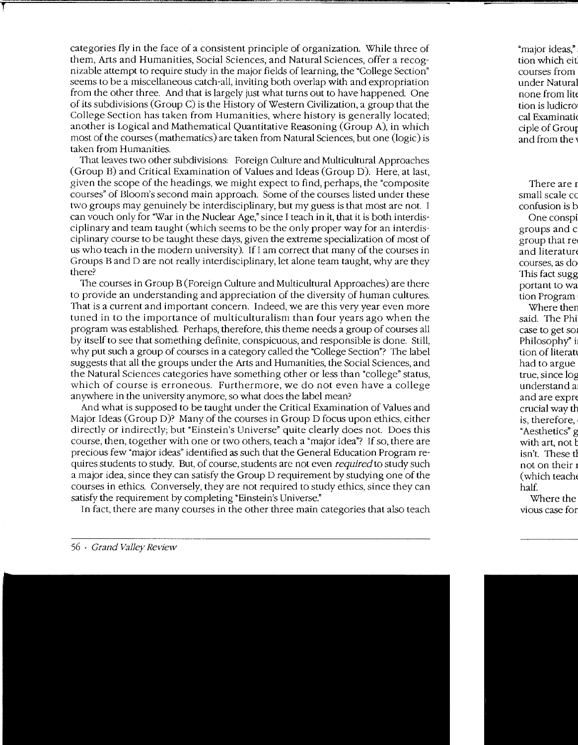categories fly in the face of a consistent principle of organization. While three of them, Arts and Humanities, Social Sciences, and Natural Sciences, offer a recognizable attempt to require study in the major fields of learning, the "College Section" seems to be a miscellaneous catch-all, inviting both overlap with and expropriation from the other three. And that is largely just what turns out to have happened. One of its subdivisions (Group C) is the History of Western Civilization, a group that the College Section has taken from Humanities, where history is generally located; another is Logical and Mathematical Quantitative Reasoning (Group A), in which most of the courses (mathematics) are taken from Natural Sciences, but one (logic) is taken from Humanities.

That leaves two other subdivisions: Foreign Culture and Multicultural Approaches (Group B) and Critical Examination of Values and Ideas (Group D). Here, at last, given the scope of the headings, we might expect to find, perhaps, the "composite courses" of Bloom's second main approach. Some of the courses listed under these two groups may genuinely be interdisciplinary, but my guess is that most are not. I can vouch only for "War in the Nuclear Age," since I teach in it, that it is both interdisciplinary and team taught (which seems to be the only proper way for an interdisciplinary course to be taught these days, given the extreme specialization of most of us who teach in the modern university). If I am correct that many of the courses in Groups B and D are not really interdisciplinary, let alone team taught, why are they there?

The courses in Group B (Foreign Culture and Multicultural Approaches) are there to provide an understanding and appreciation of the diversity of human cultures. That is a current and important concern. Indeed, we are this very year even more tuned in to the importance of multiculturalism than four years ago when the program was established. Perhaps, therefore, this theme needs a group of courses all by itself to see that something definite, conspicuous, and responsible is done. Still, why put such a group of courses in a category called the "College Section"? The label suggests that all the groups under the Arts and Humanities, the Social Sciences, and the Natural Sciences categories have something other or less than "college" status, which of course is erroneous. Furthermore, we do not even have a college anywhere in the university anymore, so what does the label mean?

And what is supposed to be taught under the Critical Examination of Values and Major Ideas (Group D)? Many of the courses in Group D focus upon ethics, either directly or indirectly; but "Einstein's Universe" quite clearly does not. Does this course, then, together with one or two others, teach a "major idea"? If so, there are precious few "major ideas" identified as such that the General Education Program requires students to study. But, of course, students are not even *required* to study such a major idea, since they can satisfy the Group D requirement by studying one of the courses in ethics. Conversely, they are not required to study ethics, since they can satisfy the requirement by completing "Einstein's Universe."

In fact, there are many courses in the other three main categories that also teach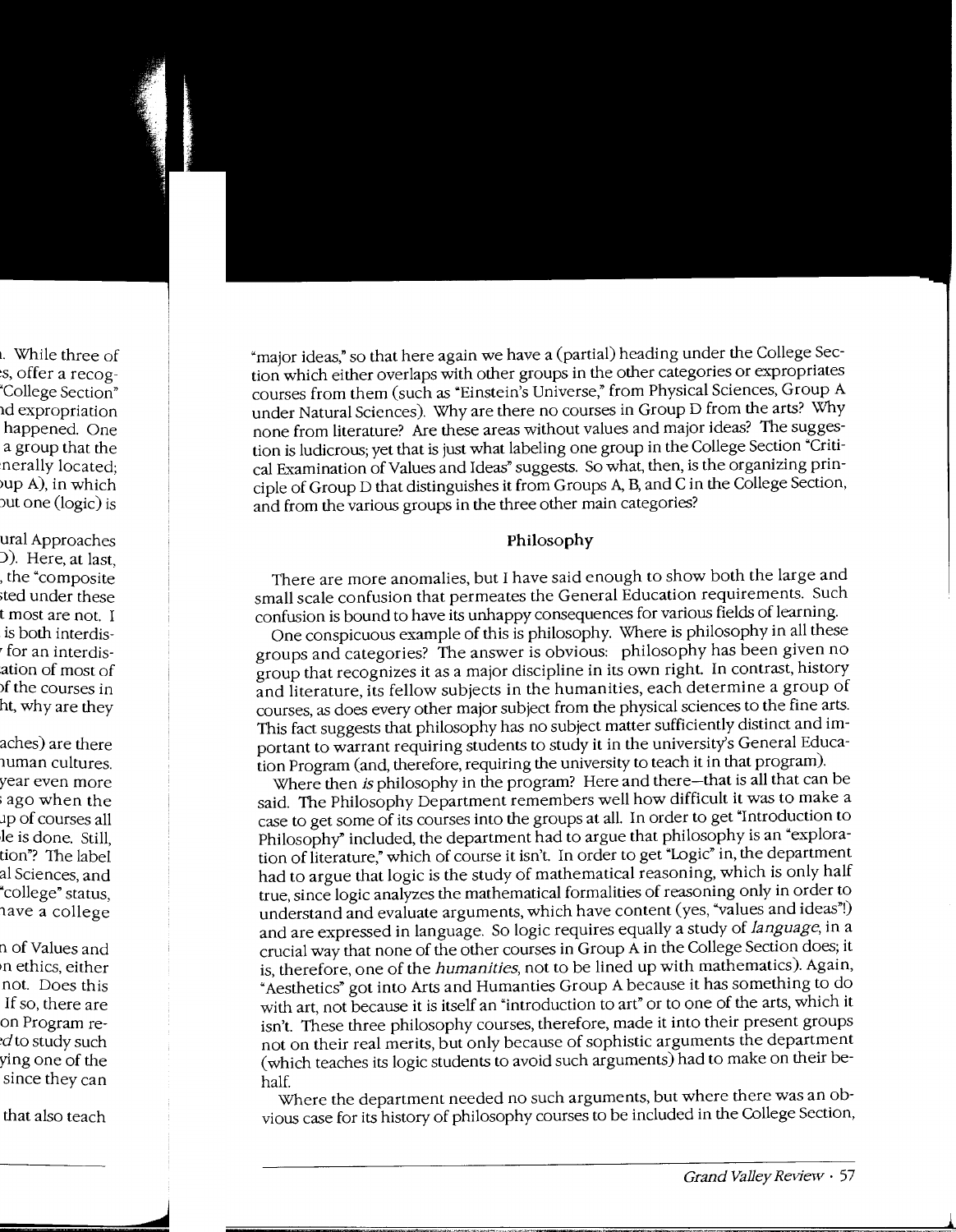"major ideas," so that here again we have a (partial) heading under the College Section which either overlaps with other groups in the other categories or expropriates courses from them (such as "Einstein's Universe," from Physical Sciences, Group A under Natural Sciences). Why are there no courses in Group D from the arts? Why none from literature? Are these areas without values and major ideas? The suggestion is ludicrous; yet that is just what labeling one group in the College Section "Critical Examination of Values and Ideas" suggests. So what, then, is the organizing principle of Group D that distinguishes it from Groups A, B, and C in the College Section, and from the various groups in the three other main categories?

## Philosophy

There are more anomalies, but I have said enough to show both the large and small scale confusion that permeates the General Education requirements. Such confusion is bound to have its unhappy consequences for various fields of learning.

One conspicuous example of this is philosophy. Where is philosophy in all these groups and categories? The answer is obvious: philosophy has been given no group that recognizes it as a major discipline in its own right. In contrast, history and literature, its fellow subjects in the humanities, each determine a group of courses, as does every other major subject from the physical sciences to the fine arts. This fact suggests that philosophy has no subject matter sufficiently distinct and important to warrant requiring students to study it in the university's General Education Program (and, therefore, requiring the university to teach it in that program).

Where then *is* philosophy in the program? Here and there—that is all that can be said. The Philosophy Department remembers well how difficult it was to make a case to get some of its courses into the groups at all. In order to get "Introduction to Philosophy" included, the department had to argue that philosophy is an "exploration of literature," which of course it isn't. In order to get "Logic" in, the department had to argue that logic is the study of mathematical reasoning, which is only half true, since logic analyzes the mathematical formalities of reasoning only in order to understand and evaluate arguments, which have content (yes, "values and ideas"!) and are expressed in language. So logic requires equally a study of *language*, in a crucial way that none of the other courses in Group A in the College Section does; it is, therefore, one of the *humanities*, not to be lined up with mathematics). Again, "Aesthetics" got into Arts and Humanties Group A because it has something to do with art, not because it is itself an "introduction to art" or to one of the arts, which it isn't. These three philosophy courses, therefore, made it into their present groups not on their real merits, but only because of sophistic arguments the department (which teaches its logic students to avoid such arguments) had to make on their behalf.

Where the department needed no such arguments, but where there was an obvious case for its history of philosophy courses to be included in the College Section,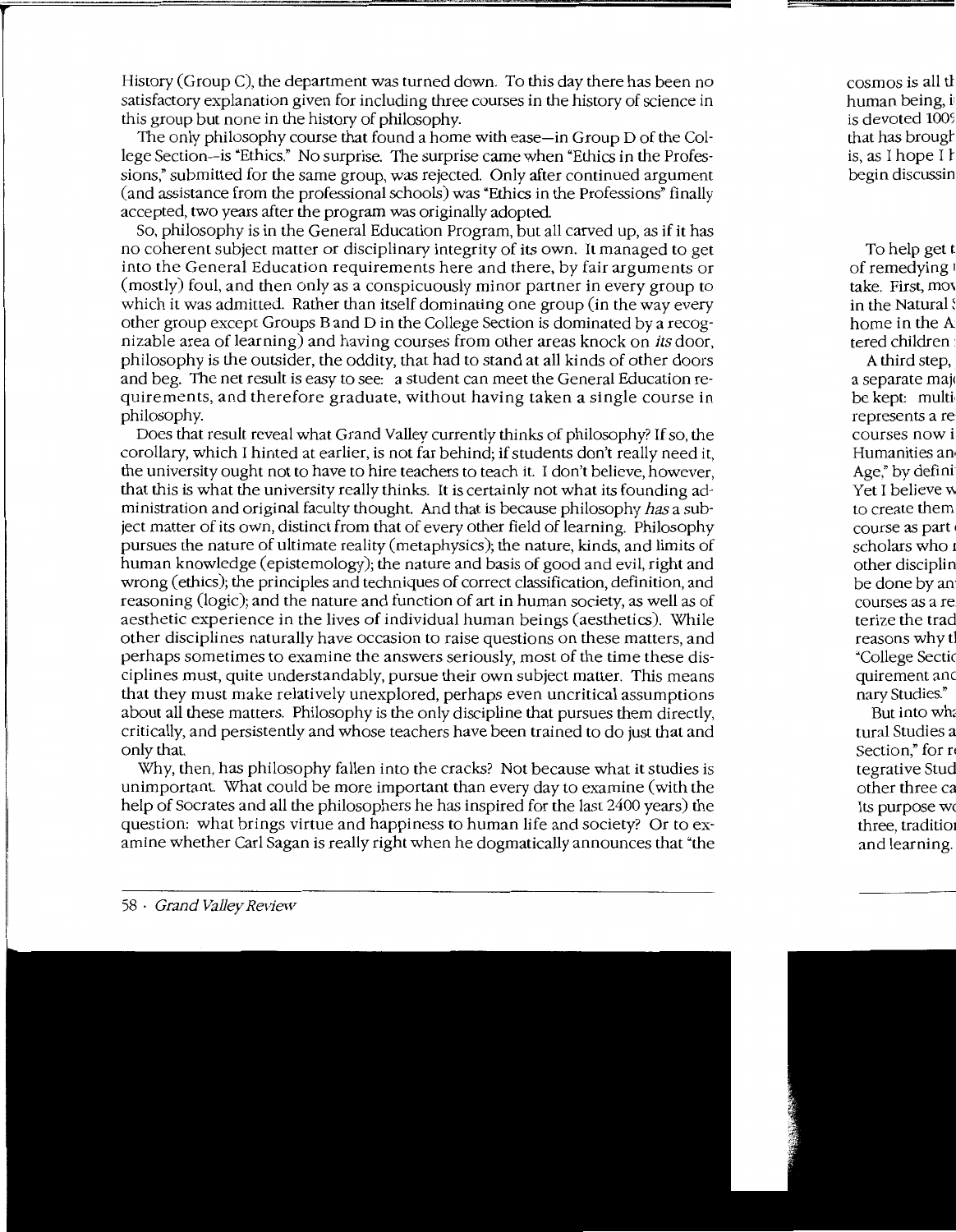History (Group C), the department was turned down. To this day there has been no satisfactory explanation given for including three courses in the history of science in this group but none in the history of philosophy.

The only philosophy course that found a home with ease—in Group D of the College Section—is "Ethics." No surprise. The surprise came when "Ethics in the Professions," submitted for the same group, was rejected. Only after continued argument (and assistance from the professional schools) was "Ethics in the Professions" finally accepted, two years after the program was originally adopted.

So, philosophy is in the General Education Program, but all carved up, as if it has no coherent subject matter or disciplinary integrity of its own. It managed to get into the General Education requirements here and there, by fair arguments or (mostly) foul, and then only as a conspicuously minor partner in every group to which it was admitted. Rather than itself dominating one group (in the way every other group except Groups B and D in the College Section is dominated by a recognizable area of learning) and having courses from other areas knock on *its* door, philosophy is the outsider, the oddity, that had to stand at all kinds of other doors and beg. The net result is easy to see: a student can meet the General Education requirements, and therefore graduate, without having taken a single course in philosophy.

Does that result reveal what Grand Valley currently thinks of philosophy? If so, the corollary, which I hinted at earlier, is not far behind; if students don't really need it, the university ought not to have to hire teachers to teach it. I don't believe, however, that this is what the university really thinks. It is certainly not what its founding administration and original faculty thought. And that is because philosophy *has* a subject matter of its own, distinct from that of every other field of learning. Philosophy pursues the nature of ultimate reality (metaphysics); the nature, kinds, and limits of human knowledge (epistemology); the nature and basis of good and evil, right and wrong (ethics); the principles and techniques of correct classification, definition, and reasoning (logic); and the nature and function of art in human society, as well as of aesthetic experience in the lives of individual human beings (aesthetics). While other disciplines naturally have occasion to raise questions on these matters, and perhaps sometimes to examine the answers seriously, most of the time these disciplines must, quite understandably, pursue their own subject matter. This means that they must make relatively unexplored, perhaps even uncritical assumptions about all these matters. Philosophy is the only discipline that pursues them directly, critically, and persistently and whose teachers have been trained to do just that and only that.

Why, then, has philosophy fallen into the cracks? Not because what it studies is unimportant. What could be more important than every day to examine (with the help of Socrates and all the philosophers he has inspired for the last 2400 years) the question: what brings virtue and happiness to human life and society? Or to examine whether Carl Sagan is really right when he dogmatically announces that "the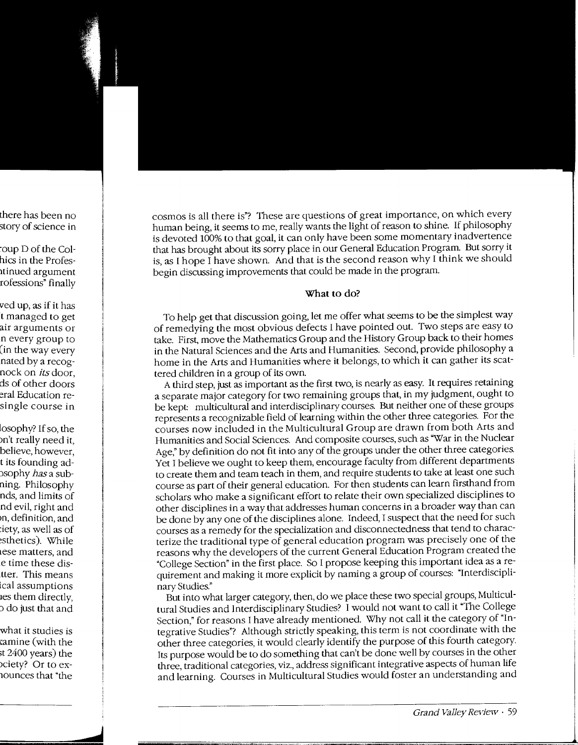cosmos is all there is"? These are questions of great importance, on which every human being, it seems to me, really wants the light of reason to shine. If philosophy is devoted 100% to that goal, it can only have been some momentary inadvertence that has brought about its sorry place in our General Education Program. But sorry it is, as I hope I have shown. And that is the second reason why I think we should begin discussing improvements that could be made in the program.

### What to do?

To help get that discussion going, let me offer what seems to be the simplest way of remedying the most obvious defects I have pointed out. Two steps are easy to take. First, move the Mathematics Group and the History Group back to their homes in the Natural Sciences and the Arts and Humanities. Second, provide philosophy a home in the Arts and Humanities where it belongs, to which it can gather its scattered children in a group of its own.

A third step, just as important as the first two, is nearly as easy. It requires retaining a separate major category for two remaining groups that, in my judgment, ought to be kept: multicultural and interdisciplinary courses. But neither one of these groups represents a recognizable field of learning within the other three categories. For the courses now included in the Multicultural Group are drawn from both Arts and Humanities and Social Sciences. And composite courses, such as "War in the Nuclear Age," by definition do not fit into any of the groups under the other three categories. Yet I believe we ought to keep them, encourage faculty from different departments to create them and team teach in them, and require students to take at least one such course as part of their general education. For then students can learn firsthand from scholars who make a significant effort to relate their own specialized disciplines to other disciplines in a way that addresses human concerns in a broader way than can be done by any one of the disciplines alone. Indeed, I suspect that the need for such courses as a remedy for the specialization and disconnectedness that tend to characterize the traditional type of general education program was precisely one of the reasons why the developers of the current General Education Program created the "College Section" in the first place. So I propose keeping this important idea as a requirement and making it more explicit by naming a group of courses: "Interdisciplinary Studies."

But into what larger category, then, do we place these two special groups, Multicultural Studies and Interdisciplinary Studies? I would not want to call it "The College Section," for reasons I have already mentioned. Why not call it the category of "Integrative Studies"? Although strictly speaking, this term is not coordinate with the other three categories, it would clearly identify the purpose of this fourth category. Its purpose would be to do something that can't be done well by courses in the other three, traditional categories, viz., address significant integrative aspects of human life and learning. Courses in Multicultural Studies would foster an understanding and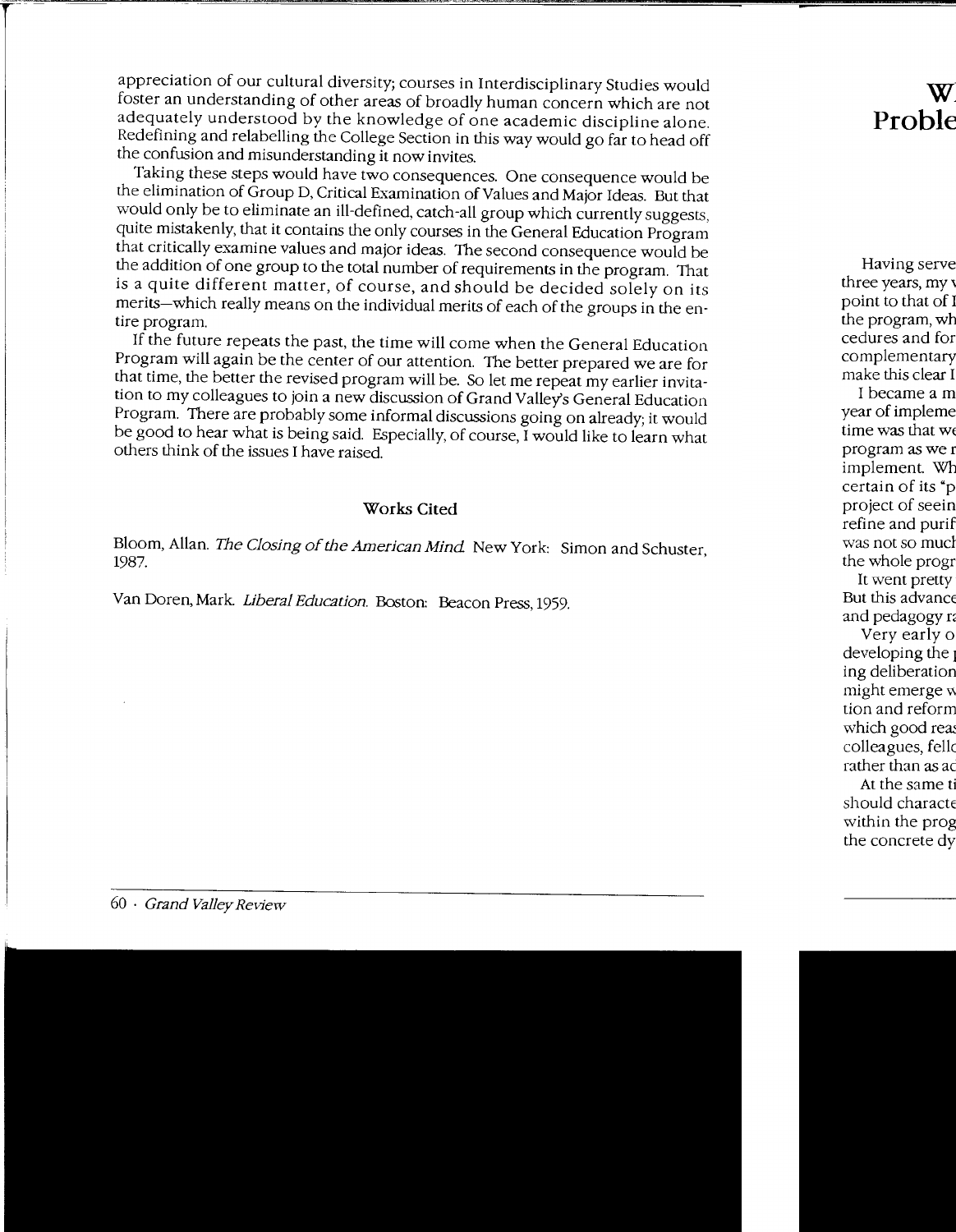appreciation of our cultural diversity; courses in Interdisciplinary Studies would foster an understanding of other areas of broadly human concern which are not adequately understood by the knowledge of one academic discipline alone. Redefining and relabelling the College Section in this way would go far to head off the confusion and misunderstanding it now invites.

Taking these steps would have two consequences. One consequence would be the elimination of Group D, Critical Examination of Values and Major Ideas. But that would only be to eliminate an ill-defined, catch-all group which currently suggests, quite mistakenly, that it contains the only courses in the General Education Program that critically examine values and major ideas. The second consequence would be the addition of one group to the total number of requirements in the program. That is a quite different matter, of course, and should be decided solely on its merits—which really means on the individual merits of each of the groups in the entire program.

If the future repeats the past, the time will come when the General Education Program will again be the center of our attention. The better prepared we are for that time, the better the revised program will be. So let me repeat my earlier invitation to my colleagues to join a new discussion of Grand Valley's General Education Program. There are probably some informal discussions going on already; it would be good to hear what is being said. Especially, of course, I would like to learn what others think of the issues I have raised.

## Works Cited

Bloom, Allan. *The Closing of the American Mind.* New York: Simon and Schuster, 1987.

Van Doren, Mark. *Liberal Education.* Boston: Beacon Press, 1959.